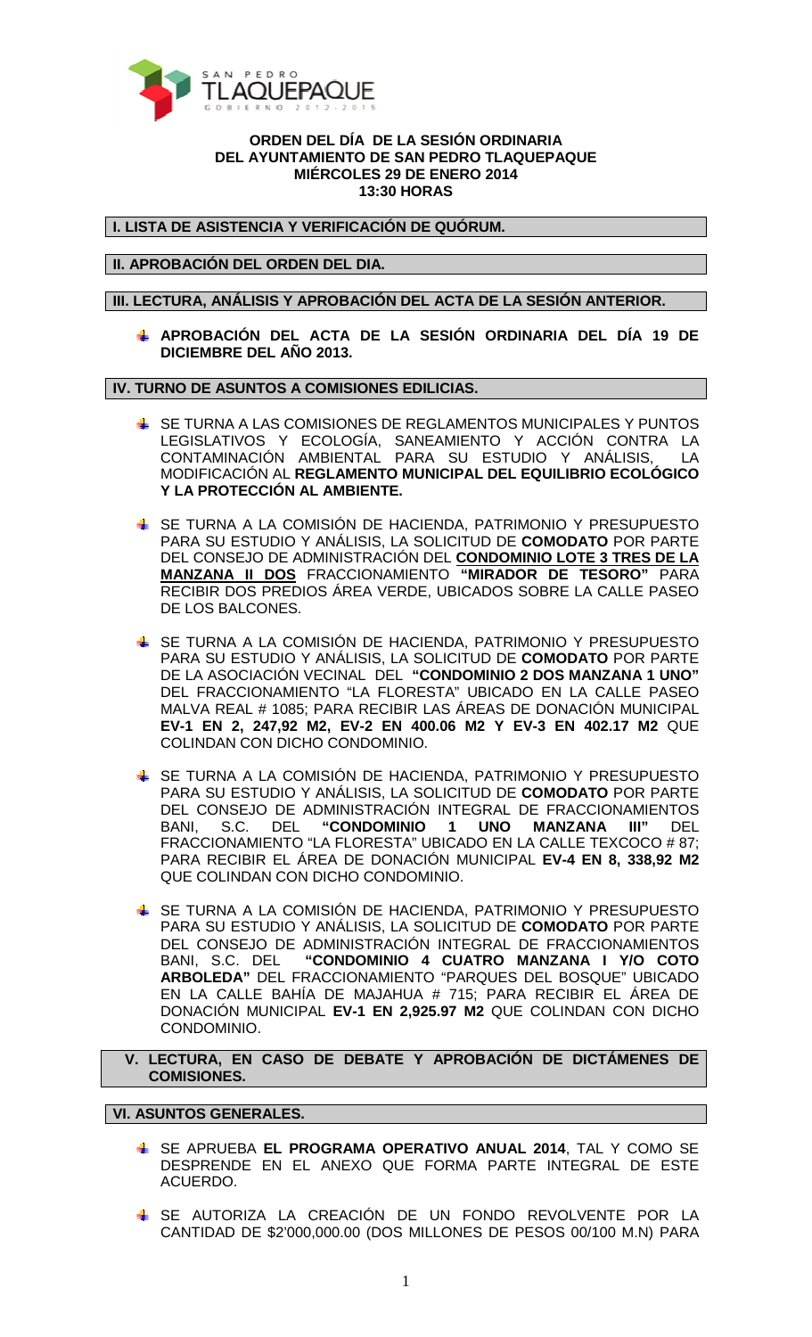**ORDEN DEL DÍA DE LA SESIÓN ORDINARIA**
**DEL AYUNTAMIENTO DE SAN PEDRO TLAQUEPAQUE**
**MIÉRCOLES 29 DE ENERO 2014**
**13:30 HORAS**

## I. LISTA DE ASISTENCIA Y VERIFICACIÓN DE QUÓRUM.

## II. APROBACIÓN DEL ORDEN DEL DIA.

## III. LECTURA, ANÁLISIS Y APROBACIÓN DEL ACTA DE LA SESIÓN ANTERIOR.

- **APROBACIÓN DEL ACTA DE LA SESIÓN ORDINARIA DEL DÍA 19 DE DICIEMBRE DEL AÑO 2013.**

## IV. TURNO DE ASUNTOS A COMISIONES EDILICIAS.

- SE TURNA A LAS COMISIONES DE REGLAMENTOS MUNICIPALES Y PUNTOS LEGISLATIVOS Y ECOLOGÍA, SANEAMIENTO Y ACCIÓN CONTRA LA CONTAMINACIÓN AMBIENTAL PARA SU ESTUDIO Y ANÁLISIS, LA MODIFICACIÓN AL **REGLAMENTO MUNICIPAL DEL EQUILIBRIO ECOLÓGICO Y LA PROTECCIÓN AL AMBIENTE.**

- SE TURNA A LA COMISIÓN DE HACIENDA, PATRIMONIO Y PRESUPUESTO PARA SU ESTUDIO Y ANÁLISIS, LA SOLICITUD DE **COMODATO** POR PARTE DEL CONSEJO DE ADMINISTRACIÓN DEL **CONDOMINIO LOTE 3 TRES DE LA MANZANA II DOS** FRACCIONAMIENTO **"MIRADOR DE TESORO"** PARA RECIBIR DOS PREDIOS ÁREA VERDE, UBICADOS SOBRE LA CALLE PASEO DE LOS BALCONES.

- SE TURNA A LA COMISIÓN DE HACIENDA, PATRIMONIO Y PRESUPUESTO PARA SU ESTUDIO Y ANÁLISIS, LA SOLICITUD DE **COMODATO** POR PARTE DE LA ASOCIACIÓN VECINAL DEL **"CONDOMINIO 2 DOS MANZANA 1 UNO"** DEL FRACCIONAMIENTO "LA FLORESTA" UBICADO EN LA CALLE PASEO MALVA REAL # 1085; PARA RECIBIR LAS ÁREAS DE DONACIÓN MUNICIPAL **EV-1 EN 2, 247,92 M2, EV-2 EN 400.06 M2 Y EV-3 EN 402.17 M2** QUE COLINDAN CON DICHO CONDOMINIO.

- SE TURNA A LA COMISIÓN DE HACIENDA, PATRIMONIO Y PRESUPUESTO PARA SU ESTUDIO Y ANÁLISIS, LA SOLICITUD DE **COMODATO** POR PARTE DEL CONSEJO DE ADMINISTRACIÓN INTEGRAL DE FRACCIONAMIENTOS BANI, S.C. DEL **"CONDOMINIO 1 UNO MANZANA III"** DEL FRACCIONAMIENTO "LA FLORESTA" UBICADO EN LA CALLE TEXCOCO # 87; PARA RECIBIR EL ÁREA DE DONACIÓN MUNICIPAL **EV-4 EN 8, 338,92 M2** QUE COLINDAN CON DICHO CONDOMINIO.

- SE TURNA A LA COMISIÓN DE HACIENDA, PATRIMONIO Y PRESUPUESTO PARA SU ESTUDIO Y ANÁLISIS, LA SOLICITUD DE **COMODATO** POR PARTE DEL CONSEJO DE ADMINISTRACIÓN INTEGRAL DE FRACCIONAMIENTOS BANI, S.C. DEL **"CONDOMINIO 4 CUATRO MANZANA I Y/O COTO ARBOLEDA"** DEL FRACCIONAMIENTO "PARQUES DEL BOSQUE" UBICADO EN LA CALLE BAHÍA DE MAJAHUA # 715; PARA RECIBIR EL ÁREA DE DONACIÓN MUNICIPAL **EV-1 EN 2,925.97 M2** QUE COLINDAN CON DICHO CONDOMINIO.

## V. LECTURA, EN CASO DE DEBATE Y APROBACIÓN DE DICTÁMENES DE COMISIONES.

## VI. ASUNTOS GENERALES.

- SE APRUEBA **EL PROGRAMA OPERATIVO ANUAL 2014**, TAL Y COMO SE DESPRENDE EN EL ANEXO QUE FORMA PARTE INTEGRAL DE ESTE ACUERDO.

- SE AUTORIZA LA CREACIÓN DE UN FONDO REVOLVENTE POR LA CANTIDAD DE $2'000,000.00 (DOS MILLONES DE PESOS 00/100 M.N) PARA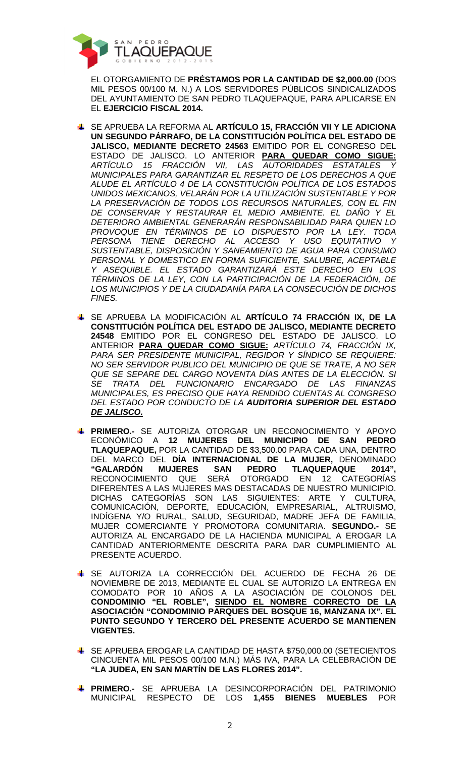EL OTORGAMIENTO DE **PRÉSTAMOS POR LA CANTIDAD DE $2,000.00** (DOS MIL PESOS 00/100 M. N.) A LOS SERVIDORES PÚBLICOS SINDICALIZADOS DEL AYUNTAMIENTO DE SAN PEDRO TLAQUEPAQUE, PARA APLICARSE EN EL **EJERCICIO FISCAL 2014.**

- SE APRUEBA LA REFORMA AL **ARTÍCULO 15, FRACCIÓN VII Y LE ADICIONA UN SEGUNDO PÁRRAFO, DE LA CONSTITUCIÓN POLÍTICA DEL ESTADO DE JALISCO, MEDIANTE DECRETO 24563** EMITIDO POR EL CONGRESO DEL ESTADO DE JALISCO. LO ANTERIOR **PARA QUEDAR COMO SIGUE:** *ARTÍCULO 15 FRACCIÓN VII, LAS AUTORIDADES ESTATALES Y MUNICIPALES PARA GARANTIZAR EL RESPETO DE LOS DERECHOS A QUE ALUDE EL ARTÍCULO 4 DE LA CONSTITUCIÓN POLÍTICA DE LOS ESTADOS UNIDOS MEXICANOS, VELARÁN POR LA UTILIZACIÓN SUSTENTABLE Y POR LA PRESERVACIÓN DE TODOS LOS RECURSOS NATURALES, CON EL FIN DE CONSERVAR Y RESTAURAR EL MEDIO AMBIENTE. EL DAÑO Y EL DETERIORO AMBIENTAL GENERARÁN RESPONSABILIDAD PARA QUIEN LO PROVOQUE EN TÉRMINOS DE LO DISPUESTO POR LA LEY. TODA PERSONA TIENE DERECHO AL ACCESO Y USO EQUITATIVO Y SUSTENTABLE, DISPOSICIÓN Y SANEAMIENTO DE AGUA PARA CONSUMO PERSONAL Y DOMESTICO EN FORMA SUFICIENTE, SALUBRE, ACEPTABLE Y ASEQUIBLE. EL ESTADO GARANTIZARÁ ESTE DERECHO EN LOS TÉRMINOS DE LA LEY, CON LA PARTICIPACIÓN DE LA FEDERACIÓN, DE LOS MUNICIPIOS Y DE LA CIUDADANÍA PARA LA CONSECUCIÓN DE DICHOS FINES.*

- SE APRUEBA LA MODIFICACIÓN AL **ARTÍCULO 74 FRACCIÓN IX, DE LA CONSTITUCIÓN POLÍTICA DEL ESTADO DE JALISCO, MEDIANTE DECRETO 24548** EMITIDO POR EL CONGRESO DEL ESTADO DE JALISCO. LO ANTERIOR **PARA QUEDAR COMO SIGUE:** *ARTÍCULO 74, FRACCIÓN IX, PARA SER PRESIDENTE MUNICIPAL, REGIDOR Y SÍNDICO SE REQUIERE: NO SER SERVIDOR PUBLICO DEL MUNICIPIO DE QUE SE TRATE, A NO SER QUE SE SEPARE DEL CARGO NOVENTA DÍAS ANTES DE LA ELECCIÓN. SI SE TRATA DEL FUNCIONARIO ENCARGADO DE LAS FINANZAS MUNICIPALES, ES PRECISO QUE HAYA RENDIDO CUENTAS AL CONGRESO DEL ESTADO POR CONDUCTO DE LA* ***AUDITORIA SUPERIOR DEL ESTADO DE JALISCO.***

- **PRIMERO.-** SE AUTORIZA OTORGAR UN RECONOCIMIENTO Y APOYO ECONÓMICO A **12 MUJERES DEL MUNICIPIO DE SAN PEDRO TLAQUEPAQUE,** POR LA CANTIDAD DE $3,500.00 PARA CADA UNA, DENTRO DEL MARCO DEL **DÍA INTERNACIONAL DE LA MUJER,** DENOMINADO **"GALARDÓN MUJERES SAN PEDRO TLAQUEPAQUE 2014",** RECONOCIMIENTO QUE SERÁ OTORGADO EN 12 CATEGORÍAS DIFERENTES A LAS MUJERES MAS DESTACADAS DE NUESTRO MUNICIPIO. DICHAS CATEGORÍAS SON LAS SIGUIENTES: ARTE Y CULTURA, COMUNICACIÓN, DEPORTE, EDUCACIÓN, EMPRESARIAL, ALTRUISMO, INDÍGENA Y/O RURAL, SALUD, SEGURIDAD, MADRE JEFA DE FAMILIA, MUJER COMERCIANTE Y PROMOTORA COMUNITARIA. **SEGUNDO.-** SE AUTORIZA AL ENCARGADO DE LA HACIENDA MUNICIPAL A EROGAR LA CANTIDAD ANTERIORMENTE DESCRITA PARA DAR CUMPLIMIENTO AL PRESENTE ACUERDO.

- SE AUTORIZA LA CORRECCIÓN DEL ACUERDO DE FECHA 26 DE NOVIEMBRE DE 2013, MEDIANTE EL CUAL SE AUTORIZO LA ENTREGA EN COMODATO POR 10 AÑOS A LA ASOCIACIÓN DE COLONOS DEL **CONDOMINIO "EL ROBLE", SIENDO EL NOMBRE CORRECTO DE LA ASOCIACIÓN "CONDOMINIO PARQUES DEL BOSQUE 16, MANZANA IX". EL PUNTO SEGUNDO Y TERCERO DEL PRESENTE ACUERDO SE MANTIENEN VIGENTES.**

- SE APRUEBA EROGAR LA CANTIDAD DE HASTA $750,000.00 (SETECIENTOS CINCUENTA MIL PESOS 00/100 M.N.) MÁS IVA, PARA LA CELEBRACIÓN DE **"LA JUDEA, EN SAN MARTÍN DE LAS FLORES 2014".**

- **PRIMERO.-** SE APRUEBA LA DESINCORPORACIÓN DEL PATRIMONIO MUNICIPAL RESPECTO DE LOS **1,455 BIENES MUEBLES** POR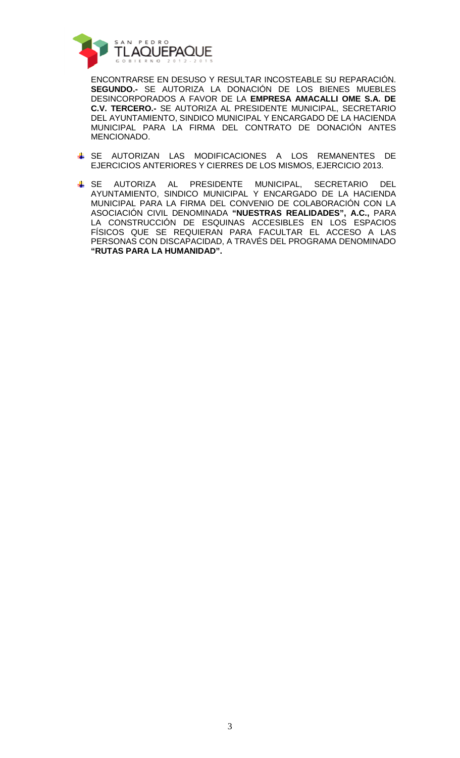ENCONTRARSE EN DESUSO Y RESULTAR INCOSTEABLE SU REPARACIÓN. **SEGUNDO.-** SE AUTORIZA LA DONACIÓN DE LOS BIENES MUEBLES DESINCORPORADOS A FAVOR DE LA **EMPRESA AMACALLI OME S.A. DE C.V. TERCERO.-** SE AUTORIZA AL PRESIDENTE MUNICIPAL, SECRETARIO DEL AYUNTAMIENTO, SINDICO MUNICIPAL Y ENCARGADO DE LA HACIENDA MUNICIPAL PARA LA FIRMA DEL CONTRATO DE DONACIÓN ANTES MENCIONADO.

- SE AUTORIZAN LAS MODIFICACIONES A LOS REMANENTES DE EJERCICIOS ANTERIORES Y CIERRES DE LOS MISMOS, EJERCICIO 2013.

- SE AUTORIZA AL PRESIDENTE MUNICIPAL, SECRETARIO DEL AYUNTAMIENTO, SINDICO MUNICIPAL Y ENCARGADO DE LA HACIENDA MUNICIPAL PARA LA FIRMA DEL CONVENIO DE COLABORACIÓN CON LA ASOCIACIÓN CIVIL DENOMINADA **"NUESTRAS REALIDADES", A.C.,** PARA LA CONSTRUCCIÓN DE ESQUINAS ACCESIBLES EN LOS ESPACIOS FÍSICOS QUE SE REQUIERAN PARA FACULTAR EL ACCESO A LAS PERSONAS CON DISCAPACIDAD, A TRAVÉS DEL PROGRAMA DENOMINADO **"RUTAS PARA LA HUMANIDAD".**